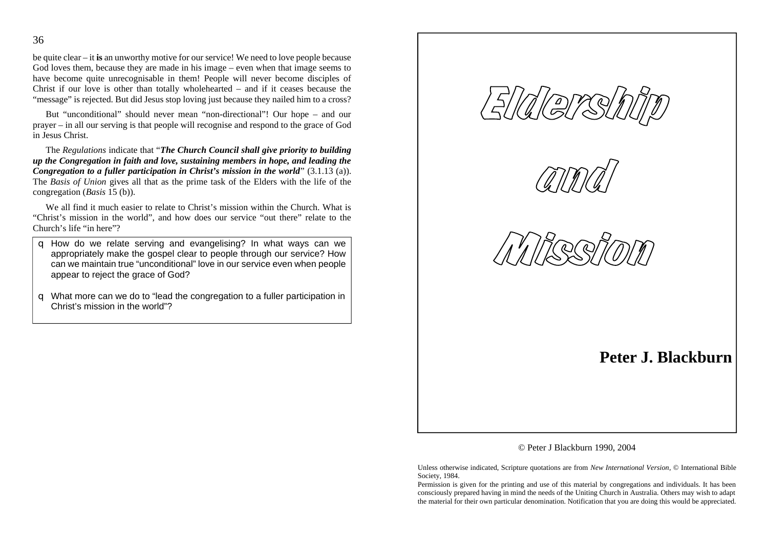be quite clear – it **is** an unworthy motive for our service! We need to love people because God loves them, because they are made in his image – even when that image seems to have become quite unrecognisable in them! People will never become disciples of Christ if our love is other than totally wholehearted – and if it ceases because the "message" is rejected. But did Jesus stop loving just because they nailed him to a cross?

But "unconditional" should never mean "non-directional"! Our hope – and our prayer – in all our serving is that people will recognise and respond to the grace of God in Jesus Christ.

The *Regulations* indicate that "***The Church Council shall give priority to building up the Congregation in faith and love, sustaining members in hope, and leading the Congregation to a fuller participation in Christ's mission in the world***" (3.1.13 (a)). The *Basis of Union* gives all that as the prime task of the Elders with the life of the congregation (*Basis* 15 (b)).

We all find it much easier to relate to Christ's mission within the Church. What is "Christ's mission in the world", and how does our service "out there" relate to the Church's life "in here"?

- How do we relate serving and evangelising? In what ways can we appropriately make the gospel clear to people through our service? How can we maintain true "unconditional" love in our service even when people appear to reject the grace of God?
- What more can we do to "lead the congregation to a fuller participation in Christ's mission in the world"?

# Eldership and Mission

**Peter J. Blackburn**

© Peter J Blackburn 1990, 2004

Unless otherwise indicated, Scripture quotations are from *New International Version*, © International Bible Society, 1984.

Permission is given for the printing and use of this material by congregations and individuals. It has been consciously prepared having in mind the needs of the Uniting Church in Australia. Others may wish to adapt the material for their own particular denomination. Notification that you are doing this would be appreciated.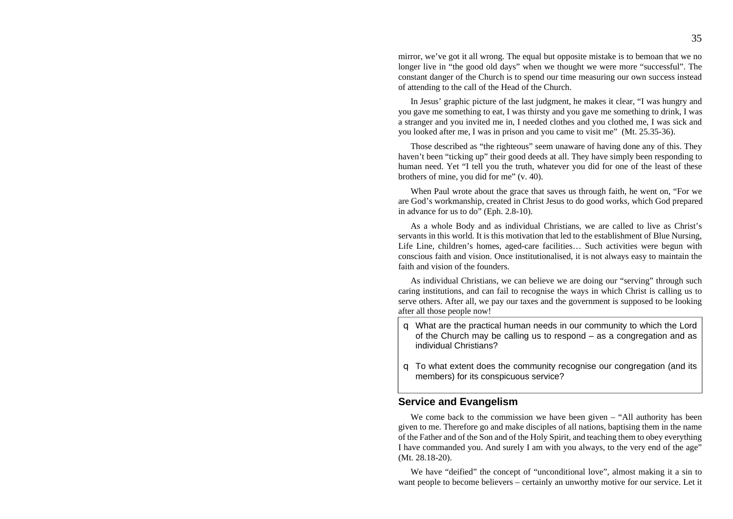mirror, we've got it all wrong. The equal but opposite mistake is to bemoan that we no longer live in "the good old days" when we thought we were more "successful". The constant danger of the Church is to spend our time measuring our own success instead of attending to the call of the Head of the Church.

In Jesus' graphic picture of the last judgment, he makes it clear, "I was hungry and you gave me something to eat, I was thirsty and you gave me something to drink, I was a stranger and you invited me in, I needed clothes and you clothed me, I was sick and you looked after me, I was in prison and you came to visit me" (Mt. 25.35-36).

Those described as "the righteous" seem unaware of having done any of this. They haven't been "ticking up" their good deeds at all. They have simply been responding to human need. Yet "I tell you the truth, whatever you did for one of the least of these brothers of mine, you did for me" (v. 40).

When Paul wrote about the grace that saves us through faith, he went on, "For we are God's workmanship, created in Christ Jesus to do good works, which God prepared in advance for us to do" (Eph. 2.8-10).

As a whole Body and as individual Christians, we are called to live as Christ's servants in this world. It is this motivation that led to the establishment of Blue Nursing, Life Line, children's homes, aged-care facilities… Such activities were begun with conscious faith and vision. Once institutionalised, it is not always easy to maintain the faith and vision of the founders.

As individual Christians, we can believe we are doing our "serving" through such caring institutions, and can fail to recognise the ways in which Christ is calling us to serve others. After all, we pay our taxes and the government is supposed to be looking after all those people now!

- What are the practical human needs in our community to which the Lord of the Church may be calling us to respond – as a congregation and as individual Christians?
- To what extent does the community recognise our congregation (and its members) for its conspicuous service?

## Service and Evangelism

We come back to the commission we have been given – "All authority has been given to me. Therefore go and make disciples of all nations, baptising them in the name of the Father and of the Son and of the Holy Spirit, and teaching them to obey everything I have commanded you. And surely I am with you always, to the very end of the age" (Mt. 28.18-20).

We have "deified" the concept of "unconditional love", almost making it a sin to want people to become believers – certainly an unworthy motive for our service. Let it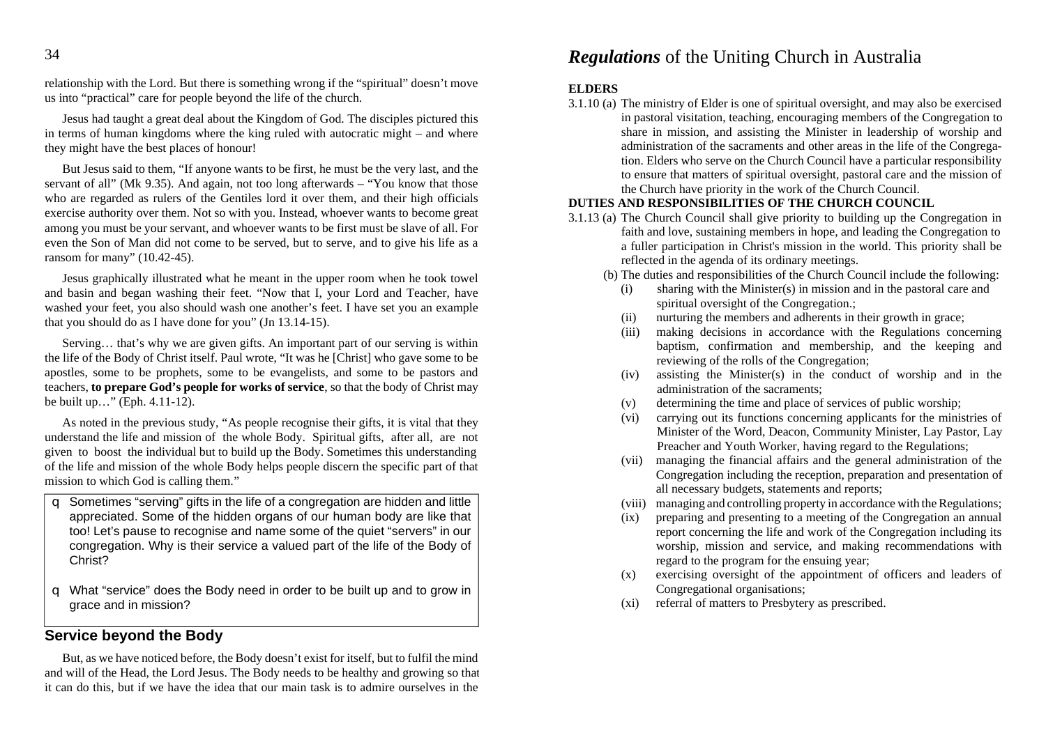relationship with the Lord. But there is something wrong if the "spiritual" doesn't move us into "practical" care for people beyond the life of the church.

Jesus had taught a great deal about the Kingdom of God. The disciples pictured this in terms of human kingdoms where the king ruled with autocratic might – and where they might have the best places of honour!

But Jesus said to them, "If anyone wants to be first, he must be the very last, and the servant of all" (Mk 9.35). And again, not too long afterwards – "You know that those who are regarded as rulers of the Gentiles lord it over them, and their high officials exercise authority over them. Not so with you. Instead, whoever wants to become great among you must be your servant, and whoever wants to be first must be slave of all. For even the Son of Man did not come to be served, but to serve, and to give his life as a ransom for many" (10.42-45).

Jesus graphically illustrated what he meant in the upper room when he took towel and basin and began washing their feet. "Now that I, your Lord and Teacher, have washed your feet, you also should wash one another's feet. I have set you an example that you should do as I have done for you" (Jn 13.14-15).

Serving… that's why we are given gifts. An important part of our serving is within the life of the Body of Christ itself. Paul wrote, "It was he [Christ] who gave some to be apostles, some to be prophets, some to be evangelists, and some to be pastors and teachers, **to prepare God's people for works of service**, so that the body of Christ may be built up…" (Eph. 4.11-12).

As noted in the previous study, "As people recognise their gifts, it is vital that they understand the life and mission of the whole Body. Spiritual gifts, after all, are not given to boost the individual but to build up the Body. Sometimes this understanding of the life and mission of the whole Body helps people discern the specific part of that mission to which God is calling them."

- Sometimes "serving" gifts in the life of a congregation are hidden and little appreciated. Some of the hidden organs of our human body are like that too! Let's pause to recognise and name some of the quiet "servers" in our congregation. Why is their service a valued part of the life of the Body of Christ?
- What "service" does the Body need in order to be built up and to grow in grace and in mission?

## Service beyond the Body

But, as we have noticed before, the Body doesn't exist for itself, but to fulfil the mind and will of the Head, the Lord Jesus. The Body needs to be healthy and growing so that it can do this, but if we have the idea that our main task is to admire ourselves in the

# *Regulations* of the Uniting Church in Australia

**ELDERS**

3.1.10 (a) The ministry of Elder is one of spiritual oversight, and may also be exercised in pastoral visitation, teaching, encouraging members of the Congregation to share in mission, and assisting the Minister in leadership of worship and administration of the sacraments and other areas in the life of the Congregation. Elders who serve on the Church Council have a particular responsibility to ensure that matters of spiritual oversight, pastoral care and the mission of the Church have priority in the work of the Church Council.

**DUTIES AND RESPONSIBILITIES OF THE CHURCH COUNCIL**

3.1.13 (a) The Church Council shall give priority to building up the Congregation in faith and love, sustaining members in hope, and leading the Congregation to a fuller participation in Christ's mission in the world. This priority shall be reflected in the agenda of its ordinary meetings.

(b) The duties and responsibilities of the Church Council include the following:

(i) sharing with the Minister(s) in mission and in the pastoral care and spiritual oversight of the Congregation.;

(ii) nurturing the members and adherents in their growth in grace;

(iii) making decisions in accordance with the Regulations concerning baptism, confirmation and membership, and the keeping and reviewing of the rolls of the Congregation;

(iv) assisting the Minister(s) in the conduct of worship and in the administration of the sacraments;

(v) determining the time and place of services of public worship;

(vi) carrying out its functions concerning applicants for the ministries of Minister of the Word, Deacon, Community Minister, Lay Pastor, Lay Preacher and Youth Worker, having regard to the Regulations;

(vii) managing the financial affairs and the general administration of the Congregation including the reception, preparation and presentation of all necessary budgets, statements and reports;

(viii) managing and controlling property in accordance with the Regulations;

(ix) preparing and presenting to a meeting of the Congregation an annual report concerning the life and work of the Congregation including its worship, mission and service, and making recommendations with regard to the program for the ensuing year;

(x) exercising oversight of the appointment of officers and leaders of Congregational organisations;

(xi) referral of matters to Presbytery as prescribed.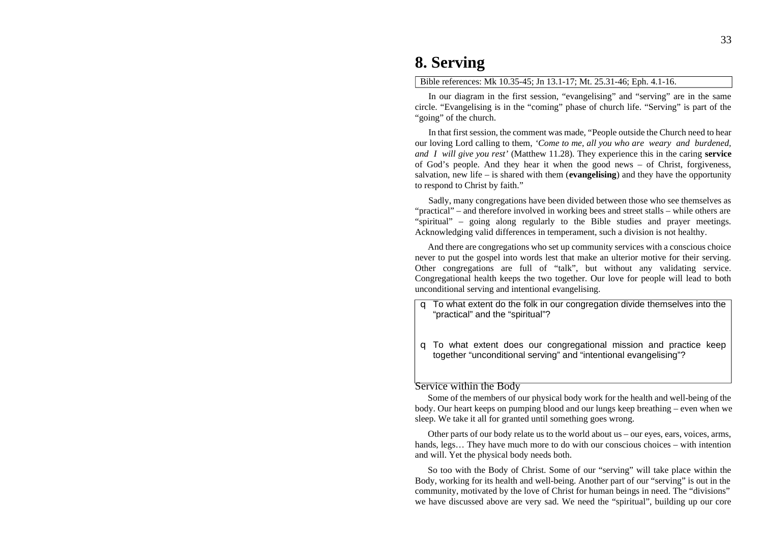# 8. Serving

Bible references: Mk 10.35-45; Jn 13.1-17; Mt. 25.31-46; Eph. 4.1-16.

In our diagram in the first session, "evangelising" and "serving" are in the same circle. "Evangelising is in the "coming" phase of church life. "Serving" is part of the "going" of the church.

In that first session, the comment was made, "People outside the Church need to hear our loving Lord calling to them, *'Come to me, all you who are weary and burdened, and I will give you rest'* (Matthew 11.28). They experience this in the caring **service** of God's people. And they hear it when the good news – of Christ, forgiveness, salvation, new life – is shared with them (**evangelising**) and they have the opportunity to respond to Christ by faith."

Sadly, many congregations have been divided between those who see themselves as "practical" – and therefore involved in working bees and street stalls – while others are "spiritual" – going along regularly to the Bible studies and prayer meetings. Acknowledging valid differences in temperament, such a division is not healthy.

And there are congregations who set up community services with a conscious choice never to put the gospel into words lest that make an ulterior motive for their serving. Other congregations are full of "talk", but without any validating service. Congregational health keeps the two together. Our love for people will lead to both unconditional serving and intentional evangelising.

- To what extent do the folk in our congregation divide themselves into the "practical" and the "spiritual"?

- To what extent does our congregational mission and practice keep together "unconditional serving" and "intentional evangelising"?

## Service within the Body

Some of the members of our physical body work for the health and well-being of the body. Our heart keeps on pumping blood and our lungs keep breathing – even when we sleep. We take it all for granted until something goes wrong.

Other parts of our body relate us to the world about us – our eyes, ears, voices, arms, hands, legs… They have much more to do with our conscious choices – with intention and will. Yet the physical body needs both.

So too with the Body of Christ. Some of our "serving" will take place within the Body, working for its health and well-being. Another part of our "serving" is out in the community, motivated by the love of Christ for human beings in need. The "divisions" we have discussed above are very sad. We need the "spiritual", building up our core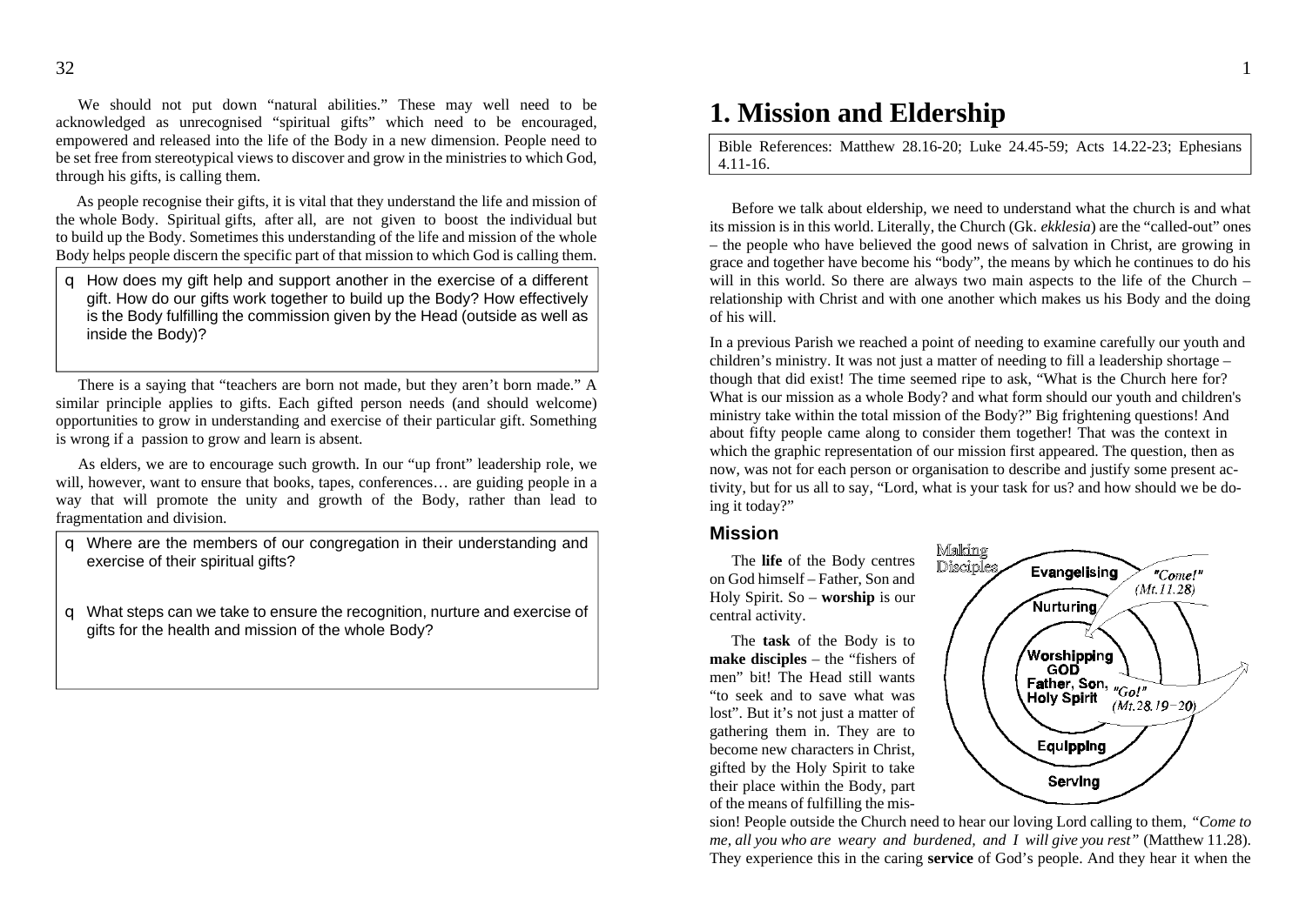We should not put down "natural abilities." These may well need to be acknowledged as unrecognised "spiritual gifts" which need to be encouraged, empowered and released into the life of the Body in a new dimension. People need to be set free from stereotypical views to discover and grow in the ministries to which God, through his gifts, is calling them.

As people recognise their gifts, it is vital that they understand the life and mission of the whole Body. Spiritual gifts, after all, are not given to boost the individual but to build up the Body. Sometimes this understanding of the life and mission of the whole Body helps people discern the specific part of that mission to which God is calling them.

- How does my gift help and support another in the exercise of a different gift. How do our gifts work together to build up the Body? How effectively is the Body fulfilling the commission given by the Head (outside as well as inside the Body)?

There is a saying that "teachers are born not made, but they aren't born made." A similar principle applies to gifts. Each gifted person needs (and should welcome) opportunities to grow in understanding and exercise of their particular gift. Something is wrong if a passion to grow and learn is absent.

As elders, we are to encourage such growth. In our "up front" leadership role, we will, however, want to ensure that books, tapes, conferences… are guiding people in a way that will promote the unity and growth of the Body, rather than lead to fragmentation and division.

- Where are the members of our congregation in their understanding and exercise of their spiritual gifts?
- What steps can we take to ensure the recognition, nurture and exercise of gifts for the health and mission of the whole Body?

# 1. Mission and Eldership

Bible References: Matthew 28.16-20; Luke 24.45-59; Acts 14.22-23; Ephesians 4.11-16.

Before we talk about eldership, we need to understand what the church is and what its mission is in this world. Literally, the Church (Gk. *ekklesia*) are the "called-out" ones – the people who have believed the good news of salvation in Christ, are growing in grace and together have become his "body", the means by which he continues to do his will in this world. So there are always two main aspects to the life of the Church – relationship with Christ and with one another which makes us his Body and the doing of his will.

In a previous Parish we reached a point of needing to examine carefully our youth and children's ministry. It was not just a matter of needing to fill a leadership shortage – though that did exist! The time seemed ripe to ask, "What is the Church here for? What is our mission as a whole Body? and what form should our youth and children's ministry take within the total mission of the Body?" Big frightening questions! And about fifty people came along to consider them together! That was the context in which the graphic representation of our mission first appeared. The question, then as now, was not for each person or organisation to describe and justify some present activity, but for us all to say, "Lord, what is your task for us? and how should we be doing it today?"

## Mission

Making Disciples

Evangelising

"Come!" (Mt.11.28)

Nurturing

Worshipping GOD Father, Son, Holy Spirit

"Go!" (Mt.28.19-20)

Equipping

Serving

The **life** of the Body centres on God himself – Father, Son and Holy Spirit. So – **worship** is our central activity.

The **task** of the Body is to **make disciples** – the "fishers of men" bit! The Head still wants "to seek and to save what was lost". But it's not just a matter of gathering them in. They are to become new characters in Christ, gifted by the Holy Spirit to take their place within the Body, part of the means of fulfilling the mission! People outside the Church need to hear our loving Lord calling to them, *"Come to me, all you who are weary and burdened, and I will give you rest"* (Matthew 11.28). They experience this in the caring **service** of God's people. And they hear it when the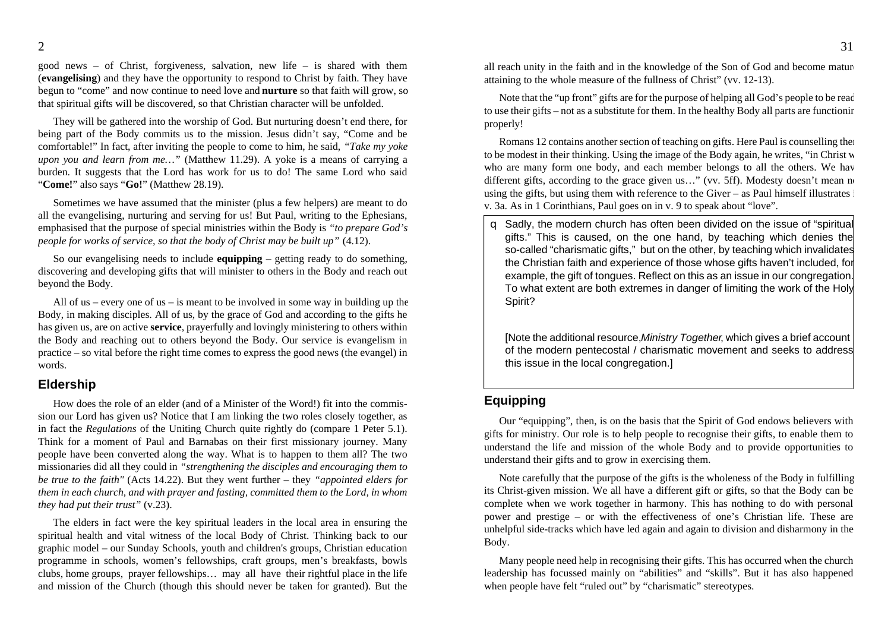good news – of Christ, forgiveness, salvation, new life – is shared with them (**evangelising**) and they have the opportunity to respond to Christ by faith. They have begun to "come" and now continue to need love and **nurture** so that faith will grow, so that spiritual gifts will be discovered, so that Christian character will be unfolded.

They will be gathered into the worship of God. But nurturing doesn't end there, for being part of the Body commits us to the mission. Jesus didn't say, "Come and be comfortable!" In fact, after inviting the people to come to him, he said, *"Take my yoke upon you and learn from me..."* (Matthew 11.29). A yoke is a means of carrying a burden. It suggests that the Lord has work for us to do! The same Lord who said "**Come!**" also says "**Go!**" (Matthew 28.19).

Sometimes we have assumed that the minister (plus a few helpers) are meant to do all the evangelising, nurturing and serving for us! But Paul, writing to the Ephesians, emphasised that the purpose of special ministries within the Body is *"to prepare God's people for works of service, so that the body of Christ may be built up"* (4.12).

So our evangelising needs to include **equipping** – getting ready to do something, discovering and developing gifts that will minister to others in the Body and reach out beyond the Body.

All of us – every one of us – is meant to be involved in some way in building up the Body, in making disciples. All of us, by the grace of God and according to the gifts he has given us, are on active **service**, prayerfully and lovingly ministering to others within the Body and reaching out to others beyond the Body. Our service is evangelism in practice – so vital before the right time comes to express the good news (the evangel) in words.

## Eldership

How does the role of an elder (and of a Minister of the Word!) fit into the commission our Lord has given us? Notice that I am linking the two roles closely together, as in fact the *Regulations* of the Uniting Church quite rightly do (compare 1 Peter 5.1). Think for a moment of Paul and Barnabas on their first missionary journey. Many people have been converted along the way. What is to happen to them all? The two missionaries did all they could in *"strengthening the disciples and encouraging them to be true to the faith"* (Acts 14.22). But they went further – they *"appointed elders for them in each church, and with prayer and fasting, committed them to the Lord, in whom they had put their trust"* (v.23).

The elders in fact were the key spiritual leaders in the local area in ensuring the spiritual health and vital witness of the local Body of Christ. Thinking back to our graphic model – our Sunday Schools, youth and children's groups, Christian education programme in schools, women's fellowships, craft groups, men's breakfasts, bowls clubs, home groups, prayer fellowships… may all have their rightful place in the life and mission of the Church (though this should never be taken for granted). But the all reach unity in the faith and in the knowledge of the Son of God and become mature attaining to the whole measure of the fullness of Christ" (vv. 12-13).

Note that the "up front" gifts are for the purpose of helping all God's people to be ready to use their gifts – not as a substitute for them. In the healthy Body all parts are functioning properly!

Romans 12 contains another section of teaching on gifts. Here Paul is counselling them to be modest in their thinking. Using the image of the Body again, he writes, "in Christ we who are many form one body, and each member belongs to all the others. We have different gifts, according to the grace given us…" (vv. 5ff). Modesty doesn't mean not using the gifts, but using them with reference to the Giver – as Paul himself illustrates in v. 3a. As in 1 Corinthians, Paul goes on in v. 9 to speak about "love".

- Sadly, the modern church has often been divided on the issue of "spiritual gifts." This is caused, on the one hand, by teaching which denies the so-called "charismatic gifts," but on the other, by teaching which invalidates the Christian faith and experience of those whose gifts haven't included, for example, the gift of tongues. Reflect on this as an issue in our congregation. To what extent are both extremes in danger of limiting the work of the Holy Spirit?

  [Note the additional resource, *Ministry Together*, which gives a brief account of the modern pentecostal / charismatic movement and seeks to address this issue in the local congregation.]

## Equipping

Our "equipping", then, is on the basis that the Spirit of God endows believers with gifts for ministry. Our role is to help people to recognise their gifts, to enable them to understand the life and mission of the whole Body and to provide opportunities to understand their gifts and to grow in exercising them.

Note carefully that the purpose of the gifts is the wholeness of the Body in fulfilling its Christ-given mission. We all have a different gift or gifts, so that the Body can be complete when we work together in harmony. This has nothing to do with personal power and prestige – or with the effectiveness of one's Christian life. These are unhelpful side-tracks which have led again and again to division and disharmony in the Body.

Many people need help in recognising their gifts. This has occurred when the church leadership has focussed mainly on "abilities" and "skills". But it has also happened when people have felt "ruled out" by "charismatic" stereotypes.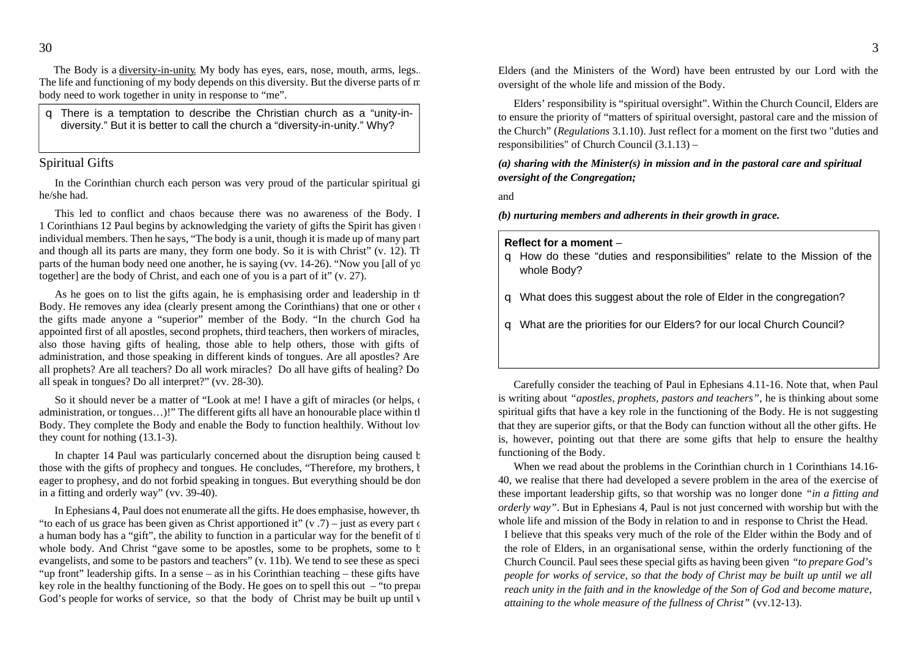The Body is a diversity-in-unity. My body has eyes, ears, nose, mouth, arms, legs... The life and functioning of my body depends on this diversity. But the diverse parts of my body need to work together in unity in response to "me".

- There is a temptation to describe the Christian church as a "unity-in-diversity." But it is better to call the church a "diversity-in-unity." Why?

## Spiritual Gifts

In the Corinthian church each person was very proud of the particular spiritual gi he/she had.

This led to conflict and chaos because there was no awareness of the Body. I 1 Corinthians 12 Paul begins by acknowledging the variety of gifts the Spirit has given t individual members. Then he says, "The body is a unit, though it is made up of many part and though all its parts are many, they form one body. So it is with Christ" (v. 12). Th parts of the human body need one another, he is saying (vv. 14-26). "Now you [all of yo together] are the body of Christ, and each one of you is a part of it" (v. 27).

As he goes on to list the gifts again, he is emphasising order and leadership in th Body. He removes any idea (clearly present among the Corinthians) that one or other c the gifts made anyone a "superior" member of the Body. "In the church God ha appointed first of all apostles, second prophets, third teachers, then workers of miracles, also those having gifts of healing, those able to help others, those with gifts of administration, and those speaking in different kinds of tongues. Are all apostles? Are all prophets? Are all teachers? Do all work miracles? Do all have gifts of healing? Do all speak in tongues? Do all interpret?" (vv. 28-30).

So it should never be a matter of "Look at me! I have a gift of miracles (or helps, c administration, or tongues…)!" The different gifts all have an honourable place within th Body. They complete the Body and enable the Body to function healthily. Without lov they count for nothing (13.1-3).

In chapter 14 Paul was particularly concerned about the disruption being caused b those with the gifts of prophecy and tongues. He concludes, "Therefore, my brothers, b eager to prophesy, and do not forbid speaking in tongues. But everything should be don in a fitting and orderly way" (vv. 39-40).

In Ephesians 4, Paul does not enumerate all the gifts. He does emphasise, however, th "to each of us grace has been given as Christ apportioned it" (v .7) – just as every part c a human body has a "gift", the ability to function in a particular way for the benefit of t whole body. And Christ "gave some to be apostles, some to be prophets, some to b evangelists, and some to be pastors and teachers" (v. 11b). We tend to see these as speci "up front" leadership gifts. In a sense – as in his Corinthian teaching – these gifts have key role in the healthy functioning of the Body. He goes on to spell this out – "to prepa God's people for works of service, so that the body of Christ may be built up until v

Elders (and the Ministers of the Word) have been entrusted by our Lord with the oversight of the whole life and mission of the Body.

Elders' responsibility is "spiritual oversight". Within the Church Council, Elders are to ensure the priority of "matters of spiritual oversight, pastoral care and the mission of the Church" (*Regulations* 3.1.10). Just reflect for a moment on the first two "duties and responsibilities" of Church Council (3.1.13) –

***(a) sharing with the Minister(s) in mission and in the pastoral care and spiritual oversight of the Congregation;***

and

***(b) nurturing members and adherents in their growth in grace.***

**Reflect for a moment** –

- How do these "duties and responsibilities" relate to the Mission of the whole Body?
- What does this suggest about the role of Elder in the congregation?
- What are the priorities for our Elders? for our local Church Council?

Carefully consider the teaching of Paul in Ephesians 4.11-16. Note that, when Paul is writing about *"apostles, prophets, pastors and teachers"*, he is thinking about some spiritual gifts that have a key role in the functioning of the Body. He is not suggesting that they are superior gifts, or that the Body can function without all the other gifts. He is, however, pointing out that there are some gifts that help to ensure the healthy functioning of the Body.

When we read about the problems in the Corinthian church in 1 Corinthians 14.16-40, we realise that there had developed a severe problem in the area of the exercise of these important leadership gifts, so that worship was no longer done *"in a fitting and orderly way"*. But in Ephesians 4, Paul is not just concerned with worship but with the whole life and mission of the Body in relation to and in response to Christ the Head.

I believe that this speaks very much of the role of the Elder within the Body and of the role of Elders, in an organisational sense, within the orderly functioning of the Church Council. Paul sees these special gifts as having been given *"to prepare God's people for works of service, so that the body of Christ may be built up until we all reach unity in the faith and in the knowledge of the Son of God and become mature, attaining to the whole measure of the fullness of Christ"* (vv.12-13).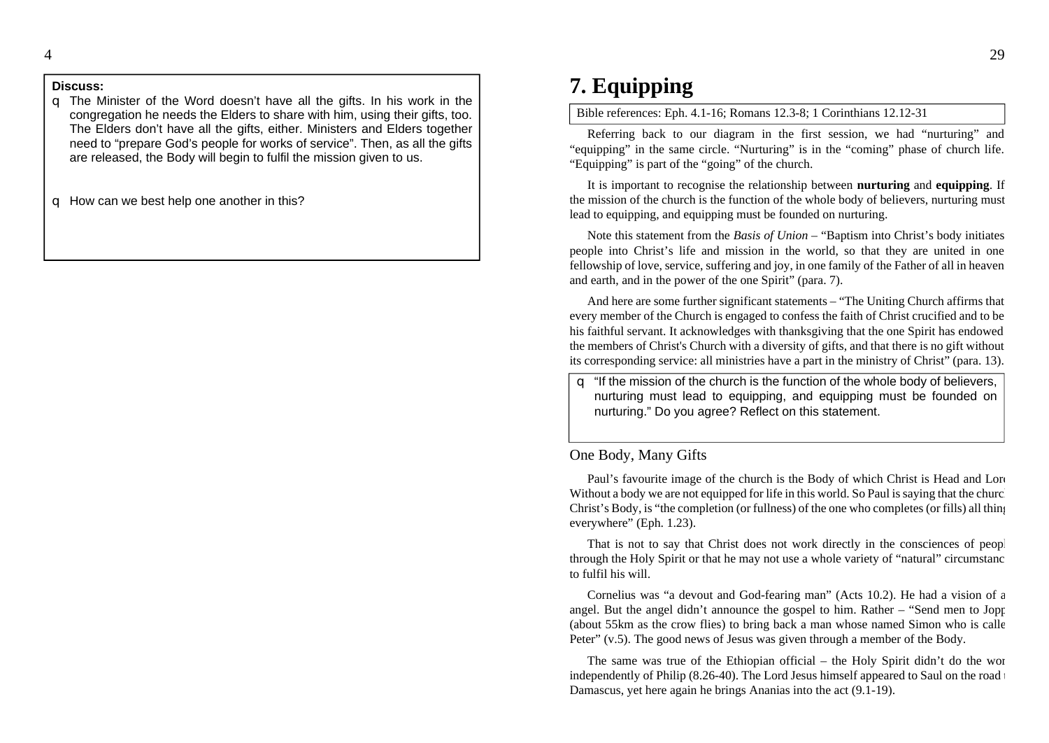**Discuss:**

- The Minister of the Word doesn't have all the gifts. In his work in the congregation he needs the Elders to share with him, using their gifts, too. The Elders don't have all the gifts, either. Ministers and Elders together need to "prepare God's people for works of service". Then, as all the gifts are released, the Body will begin to fulfil the mission given to us.

- How can we best help one another in this?

# 7. Equipping

Bible references: Eph. 4.1-16; Romans 12.3-8; 1 Corinthians 12.12-31

Referring back to our diagram in the first session, we had "nurturing" and "equipping" in the same circle. "Nurturing" is in the "coming" phase of church life. "Equipping" is part of the "going" of the church.

It is important to recognise the relationship between **nurturing** and **equipping**. If the mission of the church is the function of the whole body of believers, nurturing must lead to equipping, and equipping must be founded on nurturing.

Note this statement from the *Basis of Union* – "Baptism into Christ's body initiates people into Christ's life and mission in the world, so that they are united in one fellowship of love, service, suffering and joy, in one family of the Father of all in heaven and earth, and in the power of the one Spirit" (para. 7).

And here are some further significant statements – "The Uniting Church affirms that every member of the Church is engaged to confess the faith of Christ crucified and to be his faithful servant. It acknowledges with thanksgiving that the one Spirit has endowed the members of Christ's Church with a diversity of gifts, and that there is no gift without its corresponding service: all ministries have a part in the ministry of Christ" (para. 13).

- "If the mission of the church is the function of the whole body of believers, nurturing must lead to equipping, and equipping must be founded on nurturing." Do you agree? Reflect on this statement.

## One Body, Many Gifts

Paul's favourite image of the church is the Body of which Christ is Head and Lord. Without a body we are not equipped for life in this world. So Paul is saying that the church, Christ's Body, is "the completion (or fullness) of the one who completes (or fills) all things everywhere" (Eph. 1.23).

That is not to say that Christ does not work directly in the consciences of people through the Holy Spirit or that he may not use a whole variety of "natural" circumstances to fulfil his will.

Cornelius was "a devout and God-fearing man" (Acts 10.2). He had a vision of an angel. But the angel didn't announce the gospel to him. Rather – "Send men to Joppa (about 55km as the crow flies) to bring back a man whose named Simon who is called Peter" (v.5). The good news of Jesus was given through a member of the Body.

The same was true of the Ethiopian official – the Holy Spirit didn't do the work independently of Philip (8.26-40). The Lord Jesus himself appeared to Saul on the road to Damascus, yet here again he brings Ananias into the act (9.1-19).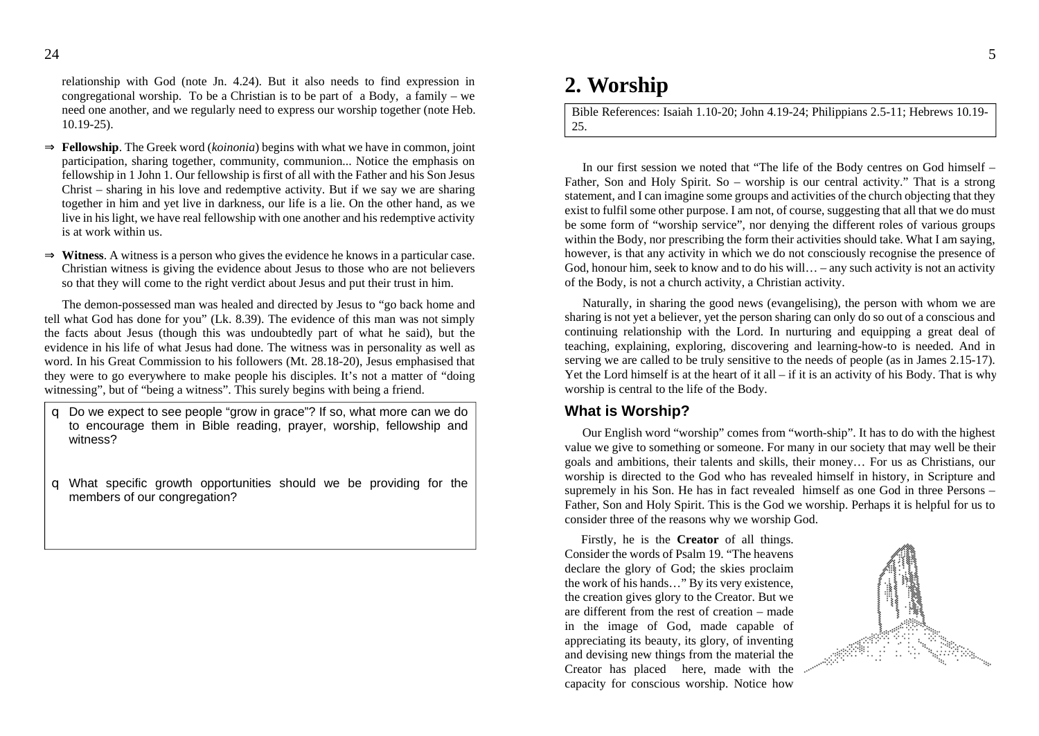relationship with God (note Jn. 4.24). But it also needs to find expression in congregational worship. To be a Christian is to be part of a Body, a family – we need one another, and we regularly need to express our worship together (note Heb. 10.19-25).

⇒ **Fellowship**. The Greek word (*koinonia*) begins with what we have in common, joint participation, sharing together, community, communion... Notice the emphasis on fellowship in 1 John 1. Our fellowship is first of all with the Father and his Son Jesus Christ – sharing in his love and redemptive activity. But if we say we are sharing together in him and yet live in darkness, our life is a lie. On the other hand, as we live in his light, we have real fellowship with one another and his redemptive activity is at work within us.

⇒ **Witness**. A witness is a person who gives the evidence he knows in a particular case. Christian witness is giving the evidence about Jesus to those who are not believers so that they will come to the right verdict about Jesus and put their trust in him.

The demon-possessed man was healed and directed by Jesus to "go back home and tell what God has done for you" (Lk. 8.39). The evidence of this man was not simply the facts about Jesus (though this was undoubtedly part of what he said), but the evidence in his life of what Jesus had done. The witness was in personality as well as word. In his Great Commission to his followers (Mt. 28.18-20), Jesus emphasised that they were to go everywhere to make people his disciples. It's not a matter of "doing witnessing", but of "being a witness". This surely begins with being a friend.

- Do we expect to see people "grow in grace"? If so, what more can we do to encourage them in Bible reading, prayer, worship, fellowship and witness?
- What specific growth opportunities should we be providing for the members of our congregation?

# 2. Worship

Bible References: Isaiah 1.10-20; John 4.19-24; Philippians 2.5-11; Hebrews 10.19-25.

In our first session we noted that "The life of the Body centres on God himself – Father, Son and Holy Spirit. So – worship is our central activity." That is a strong statement, and I can imagine some groups and activities of the church objecting that they exist to fulfil some other purpose. I am not, of course, suggesting that all that we do must be some form of "worship service", nor denying the different roles of various groups within the Body, nor prescribing the form their activities should take. What I am saying, however, is that any activity in which we do not consciously recognise the presence of God, honour him, seek to know and to do his will… – any such activity is not an activity of the Body, is not a church activity, a Christian activity.

Naturally, in sharing the good news (evangelising), the person with whom we are sharing is not yet a believer, yet the person sharing can only do so out of a conscious and continuing relationship with the Lord. In nurturing and equipping a great deal of teaching, explaining, exploring, discovering and learning-how-to is needed. And in serving we are called to be truly sensitive to the needs of people (as in James 2.15-17). Yet the Lord himself is at the heart of it all – if it is an activity of his Body. That is why worship is central to the life of the Body.

## What is Worship?

Our English word "worship" comes from "worth-ship". It has to do with the highest value we give to something or someone. For many in our society that may well be their goals and ambitions, their talents and skills, their money… For us as Christians, our worship is directed to the God who has revealed himself in history, in Scripture and supremely in his Son. He has in fact revealed himself as one God in three Persons – Father, Son and Holy Spirit. This is the God we worship. Perhaps it is helpful for us to consider three of the reasons why we worship God.

Firstly, he is the **Creator** of all things. Consider the words of Psalm 19. "The heavens declare the glory of God; the skies proclaim the work of his hands…" By its very existence, the creation gives glory to the Creator. But we are different from the rest of creation – made in the image of God, made capable of appreciating its beauty, its glory, of inventing and devising new things from the material the Creator has placed here, made with the capacity for conscious worship. Notice how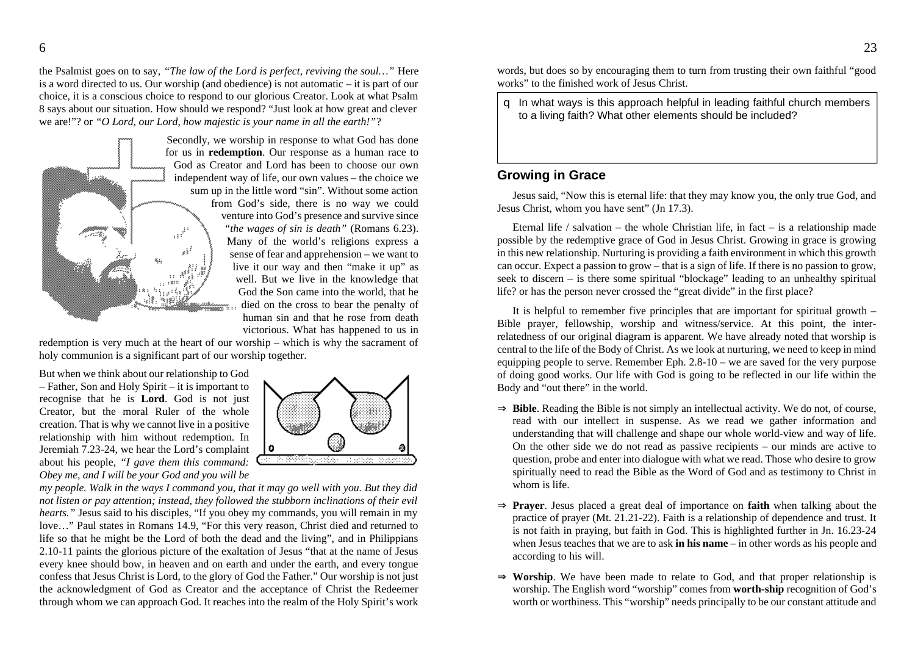the Psalmist goes on to say, *"The law of the Lord is perfect, reviving the soul…"* Here is a word directed to us. Our worship (and obedience) is not automatic – it is part of our choice, it is a conscious choice to respond to our glorious Creator. Look at what Psalm 8 says about our situation. How should we respond? "Just look at how great and clever we are!"? or *"O Lord, our Lord, how majestic is your name in all the earth!"*?

Secondly, we worship in response to what God has done for us in **redemption**. Our response as a human race to God as Creator and Lord has been to choose our own independent way of life, our own values – the choice we sum up in the little word "sin". Without some action from God's side, there is no way we could venture into God's presence and survive since *"the wages of sin is death"* (Romans 6.23). Many of the world's religions express a sense of fear and apprehension – we want to live it our way and then "make it up" as well. But we live in the knowledge that God the Son came into the world, that he died on the cross to bear the penalty of human sin and that he rose from death victorious. What has happened to us in redemption is very much at the heart of our worship – which is why the sacrament of holy communion is a significant part of our worship together.

But when we think about our relationship to God – Father, Son and Holy Spirit – it is important to recognise that he is **Lord**. God is not just Creator, but the moral Ruler of the whole creation. That is why we cannot live in a positive relationship with him without redemption. In Jeremiah 7.23-24, we hear the Lord's complaint about his people, *"I gave them this command: Obey me, and I will be your God and you will be my people. Walk in the ways I command you, that it may go well with you. But they did not listen or pay attention; instead, they followed the stubborn inclinations of their evil hearts."* Jesus said to his disciples, "If you obey my commands, you will remain in my love…" Paul states in Romans 14.9, "For this very reason, Christ died and returned to life so that he might be the Lord of both the dead and the living", and in Philippians 2.10-11 paints the glorious picture of the exaltation of Jesus "that at the name of Jesus every knee should bow, in heaven and on earth and under the earth, and every tongue confess that Jesus Christ is Lord, to the glory of God the Father." Our worship is not just the acknowledgment of God as Creator and the acceptance of Christ the Redeemer through whom we can approach God. It reaches into the realm of the Holy Spirit's work

words, but does so by encouraging them to turn from trusting their own faithful "good works" to the finished work of Jesus Christ.

- In what ways is this approach helpful in leading faithful church members to a living faith? What other elements should be included?

## Growing in Grace

Jesus said, "Now this is eternal life: that they may know you, the only true God, and Jesus Christ, whom you have sent" (Jn 17.3).

Eternal life / salvation – the whole Christian life, in fact – is a relationship made possible by the redemptive grace of God in Jesus Christ. Growing in grace is growing in this new relationship. Nurturing is providing a faith environment in which this growth can occur. Expect a passion to grow – that is a sign of life. If there is no passion to grow, seek to discern – is there some spiritual "blockage" leading to an unhealthy spiritual life? or has the person never crossed the "great divide" in the first place?

It is helpful to remember five principles that are important for spiritual growth – Bible prayer, fellowship, worship and witness/service. At this point, the inter-relatedness of our original diagram is apparent. We have already noted that worship is central to the life of the Body of Christ. As we look at nurturing, we need to keep in mind equipping people to serve. Remember Eph. 2.8-10 – we are saved for the very purpose of doing good works. Our life with God is going to be reflected in our life within the Body and "out there" in the world.

⇒ **Bible**. Reading the Bible is not simply an intellectual activity. We do not, of course, read with our intellect in suspense. As we read we gather information and understanding that will challenge and shape our whole world-view and way of life. On the other side we do not read as passive recipients – our minds are active to question, probe and enter into dialogue with what we read. Those who desire to grow spiritually need to read the Bible as the Word of God and as testimony to Christ in whom is life.

⇒ **Prayer**. Jesus placed a great deal of importance on **faith** when talking about the practice of prayer (Mt. 21.21-22). Faith is a relationship of dependence and trust. It is not faith in praying, but faith in God. This is highlighted further in Jn. 16.23-24 when Jesus teaches that we are to ask **in his name** – in other words as his people and according to his will.

⇒ **Worship**. We have been made to relate to God, and that proper relationship is worship. The English word "worship" comes from **worth-ship** recognition of God's worth or worthiness. This "worship" needs principally to be our constant attitude and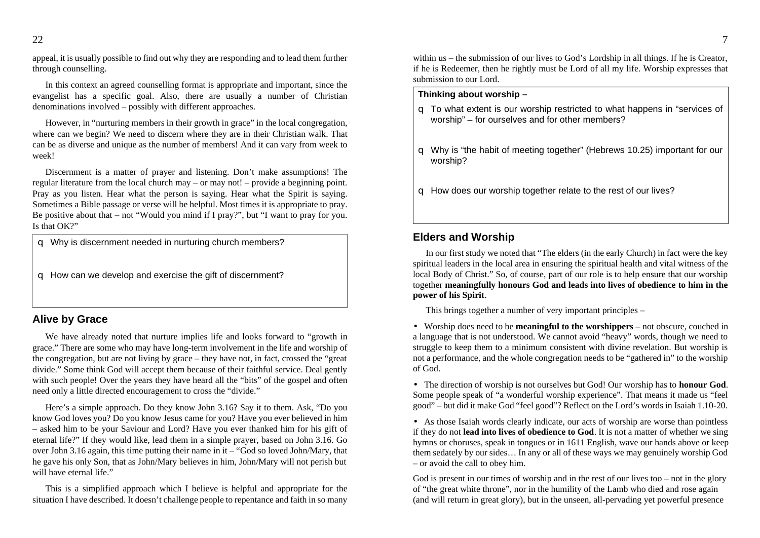appeal, it is usually possible to find out why they are responding and to lead them further through counselling.

In this context an agreed counselling format is appropriate and important, since the evangelist has a specific goal. Also, there are usually a number of Christian denominations involved – possibly with different approaches.

However, in "nurturing members in their growth in grace" in the local congregation, where can we begin? We need to discern where they are in their Christian walk. That can be as diverse and unique as the number of members! And it can vary from week to week!

Discernment is a matter of prayer and listening. Don't make assumptions! The regular literature from the local church may – or may not! – provide a beginning point. Pray as you listen. Hear what the person is saying. Hear what the Spirit is saying. Sometimes a Bible passage or verse will be helpful. Most times it is appropriate to pray. Be positive about that – not "Would you mind if I pray?", but "I want to pray for you. Is that OK?"

- Why is discernment needed in nurturing church members?

- How can we develop and exercise the gift of discernment?

## Alive by Grace

We have already noted that nurture implies life and looks forward to "growth in grace." There are some who may have long-term involvement in the life and worship of the congregation, but are not living by grace – they have not, in fact, crossed the "great divide." Some think God will accept them because of their faithful service. Deal gently with such people! Over the years they have heard all the "bits" of the gospel and often need only a little directed encouragement to cross the "divide."

Here's a simple approach. Do they know John 3.16? Say it to them. Ask, "Do you know God loves you? Do you know Jesus came for you? Have you ever believed in him – asked him to be your Saviour and Lord? Have you ever thanked him for his gift of eternal life?" If they would like, lead them in a simple prayer, based on John 3.16. Go over John 3.16 again, this time putting their name in it – "God so loved John/Mary, that he gave his only Son, that as John/Mary believes in him, John/Mary will not perish but will have eternal life."

This is a simplified approach which I believe is helpful and appropriate for the situation I have described. It doesn't challenge people to repentance and faith in so many

within us – the submission of our lives to God's Lordship in all things. If he is Creator, if he is Redeemer, then he rightly must be Lord of all my life. Worship expresses that submission to our Lord.

**Thinking about worship –**

- To what extent is our worship restricted to what happens in "services of worship" – for ourselves and for other members?

- Why is "the habit of meeting together" (Hebrews 10.25) important for our worship?

- How does our worship together relate to the rest of our lives?

## Elders and Worship

In our first study we noted that "The elders (in the early Church) in fact were the key spiritual leaders in the local area in ensuring the spiritual health and vital witness of the local Body of Christ." So, of course, part of our role is to help ensure that our worship together **meaningfully honours God and leads into lives of obedience to him in the power of his Spirit**.

This brings together a number of very important principles –

- Worship does need to be **meaningful to the worshippers** – not obscure, couched in a language that is not understood. We cannot avoid "heavy" words, though we need to struggle to keep them to a minimum consistent with divine revelation. But worship is not a performance, and the whole congregation needs to be "gathered in" to the worship of God.

- The direction of worship is not ourselves but God! Our worship has to **honour God**. Some people speak of "a wonderful worship experience". That means it made us "feel good" – but did it make God "feel good"? Reflect on the Lord's words in Isaiah 1.10-20.

- As those Isaiah words clearly indicate, our acts of worship are worse than pointless if they do not **lead into lives of obedience to God**. It is not a matter of whether we sing hymns or choruses, speak in tongues or in 1611 English, wave our hands above or keep them sedately by our sides… In any or all of these ways we may genuinely worship God – or avoid the call to obey him.

God is present in our times of worship and in the rest of our lives too – not in the glory of "the great white throne", nor in the humility of the Lamb who died and rose again (and will return in great glory), but in the unseen, all-pervading yet powerful presence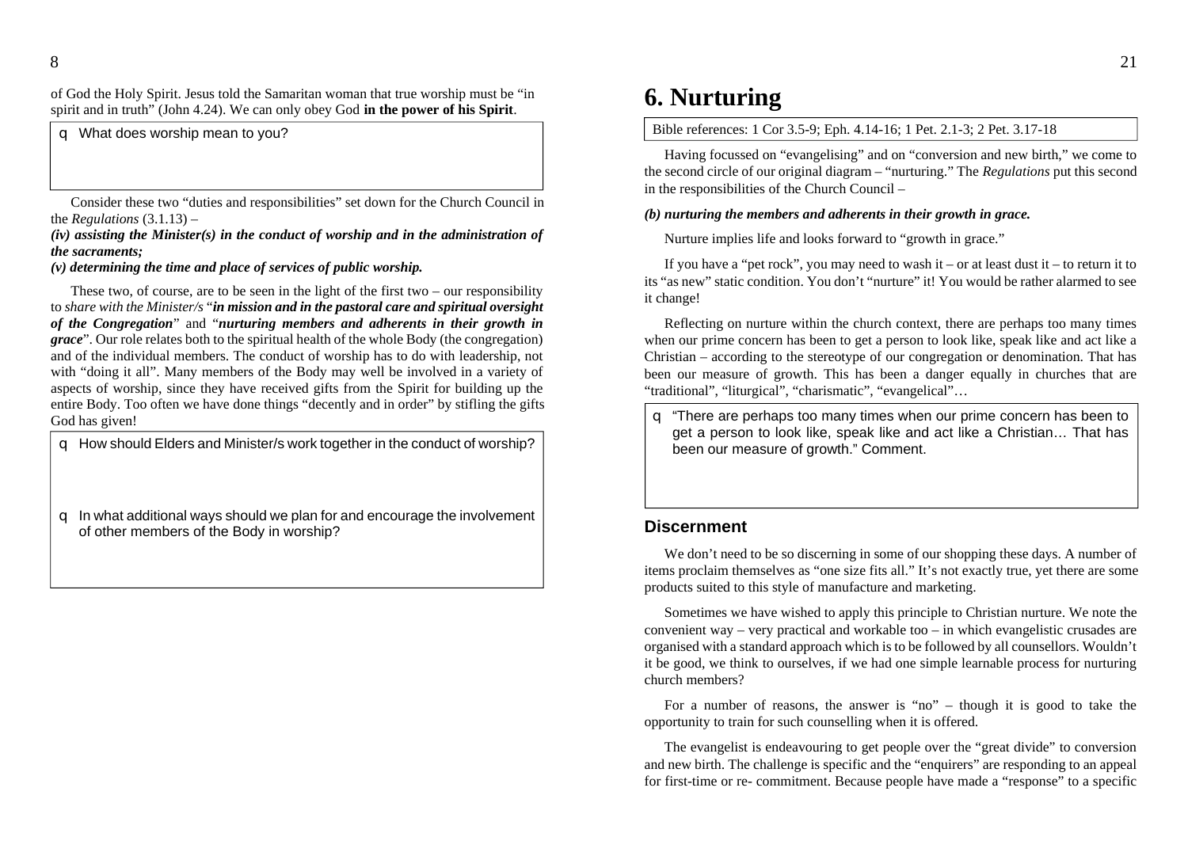of God the Holy Spirit. Jesus told the Samaritan woman that true worship must be "in spirit and in truth" (John 4.24). We can only obey God **in the power of his Spirit**.

q What does worship mean to you?

Consider these two "duties and responsibilities" set down for the Church Council in the *Regulations* (3.1.13) –

***(iv) assisting the Minister(s) in the conduct of worship and in the administration of the sacraments;***

***(v) determining the time and place of services of public worship.***

These two, of course, are to be seen in the light of the first two – our responsibility to *share with the Minister/s* "***in mission and in the pastoral care and spiritual oversight of the Congregation***" and "***nurturing members and adherents in their growth in grace***". Our role relates both to the spiritual health of the whole Body (the congregation) and of the individual members. The conduct of worship has to do with leadership, not with "doing it all". Many members of the Body may well be involved in a variety of aspects of worship, since they have received gifts from the Spirit for building up the entire Body. Too often we have done things "decently and in order" by stifling the gifts God has given!

q How should Elders and Minister/s work together in the conduct of worship?

q In what additional ways should we plan for and encourage the involvement of other members of the Body in worship?

# 6. Nurturing

Bible references: 1 Cor 3.5-9; Eph. 4.14-16; 1 Pet. 2.1-3; 2 Pet. 3.17-18

Having focussed on "evangelising" and on "conversion and new birth," we come to the second circle of our original diagram – "nurturing." The *Regulations* put this second in the responsibilities of the Church Council –

***(b) nurturing the members and adherents in their growth in grace.***

Nurture implies life and looks forward to "growth in grace."

If you have a "pet rock", you may need to wash it – or at least dust it – to return it to its "as new" static condition. You don't "nurture" it! You would be rather alarmed to see it change!

Reflecting on nurture within the church context, there are perhaps too many times when our prime concern has been to get a person to look like, speak like and act like a Christian – according to the stereotype of our congregation or denomination. That has been our measure of growth. This has been a danger equally in churches that are "traditional", "liturgical", "charismatic", "evangelical"…

q "There are perhaps too many times when our prime concern has been to get a person to look like, speak like and act like a Christian… That has been our measure of growth." Comment.

## Discernment

We don't need to be so discerning in some of our shopping these days. A number of items proclaim themselves as "one size fits all." It's not exactly true, yet there are some products suited to this style of manufacture and marketing.

Sometimes we have wished to apply this principle to Christian nurture. We note the convenient way – very practical and workable too – in which evangelistic crusades are organised with a standard approach which is to be followed by all counsellors. Wouldn't it be good, we think to ourselves, if we had one simple learnable process for nurturing church members?

For a number of reasons, the answer is "no" – though it is good to take the opportunity to train for such counselling when it is offered.

The evangelist is endeavouring to get people over the "great divide" to conversion and new birth. The challenge is specific and the "enquirers" are responding to an appeal for first-time or re- commitment. Because people have made a "response" to a specific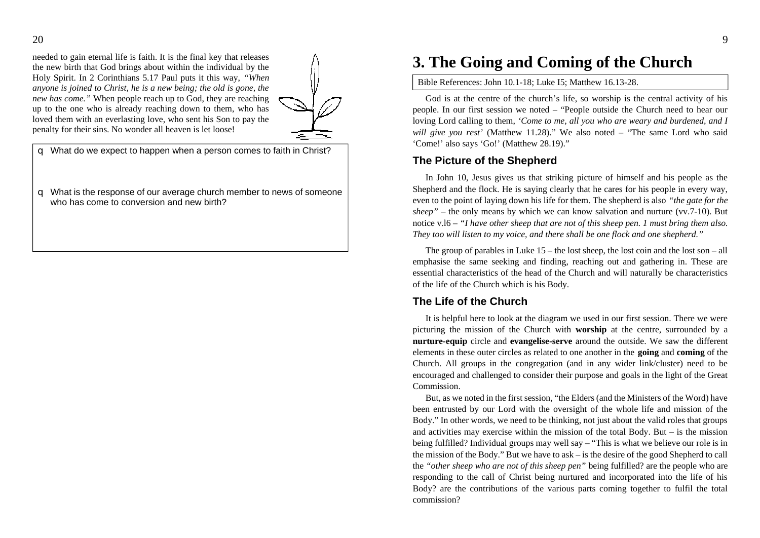needed to gain eternal life is faith. It is the final key that releases the new birth that God brings about within the individual by the Holy Spirit. In 2 Corinthians 5.17 Paul puts it this way, *"When anyone is joined to Christ, he is a new being; the old is gone, the new has come."* When people reach up to God, they are reaching up to the one who is already reaching down to them, who has loved them with an everlasting love, who sent his Son to pay the penalty for their sins. No wonder all heaven is let loose!

- What do we expect to happen when a person comes to faith in Christ?

- What is the response of our average church member to news of someone who has come to conversion and new birth?

# 3. The Going and Coming of the Church

Bible References: John 10.1-18; Luke I5; Matthew 16.13-28.

God is at the centre of the church's life, so worship is the central activity of his people. In our first session we noted – "People outside the Church need to hear our loving Lord calling to them, *'Come to me, all you who are weary and burdened, and I will give you rest'* (Matthew 11.28)." We also noted – "The same Lord who said 'Come!' also says 'Go!' (Matthew 28.19)."

## The Picture of the Shepherd

In John 10, Jesus gives us that striking picture of himself and his people as the Shepherd and the flock. He is saying clearly that he cares for his people in every way, even to the point of laying down his life for them. The shepherd is also *"the gate for the sheep"* – the only means by which we can know salvation and nurture (vv.7-10). But notice v.l6 – *"I have other sheep that are not of this sheep pen. 1 must bring them also. They too will listen to my voice, and there shall be one flock and one shepherd."*

The group of parables in Luke 15 – the lost sheep, the lost coin and the lost son – all emphasise the same seeking and finding, reaching out and gathering in. These are essential characteristics of the head of the Church and will naturally be characteristics of the life of the Church which is his Body.

## The Life of the Church

It is helpful here to look at the diagram we used in our first session. There we were picturing the mission of the Church with **worship** at the centre, surrounded by a **nurture-equip** circle and **evangelise-serve** around the outside. We saw the different elements in these outer circles as related to one another in the **going** and **coming** of the Church. All groups in the congregation (and in any wider link/cluster) need to be encouraged and challenged to consider their purpose and goals in the light of the Great Commission.

But, as we noted in the first session, "the Elders (and the Ministers of the Word) have been entrusted by our Lord with the oversight of the whole life and mission of the Body." In other words, we need to be thinking, not just about the valid roles that groups and activities may exercise within the mission of the total Body. But – is the mission being fulfilled? Individual groups may well say – "This is what we believe our role is in the mission of the Body." But we have to ask – is the desire of the good Shepherd to call the *"other sheep who are not of this sheep pen"* being fulfilled? are the people who are responding to the call of Christ being nurtured and incorporated into the life of his Body? are the contributions of the various parts coming together to fulfil the total commission?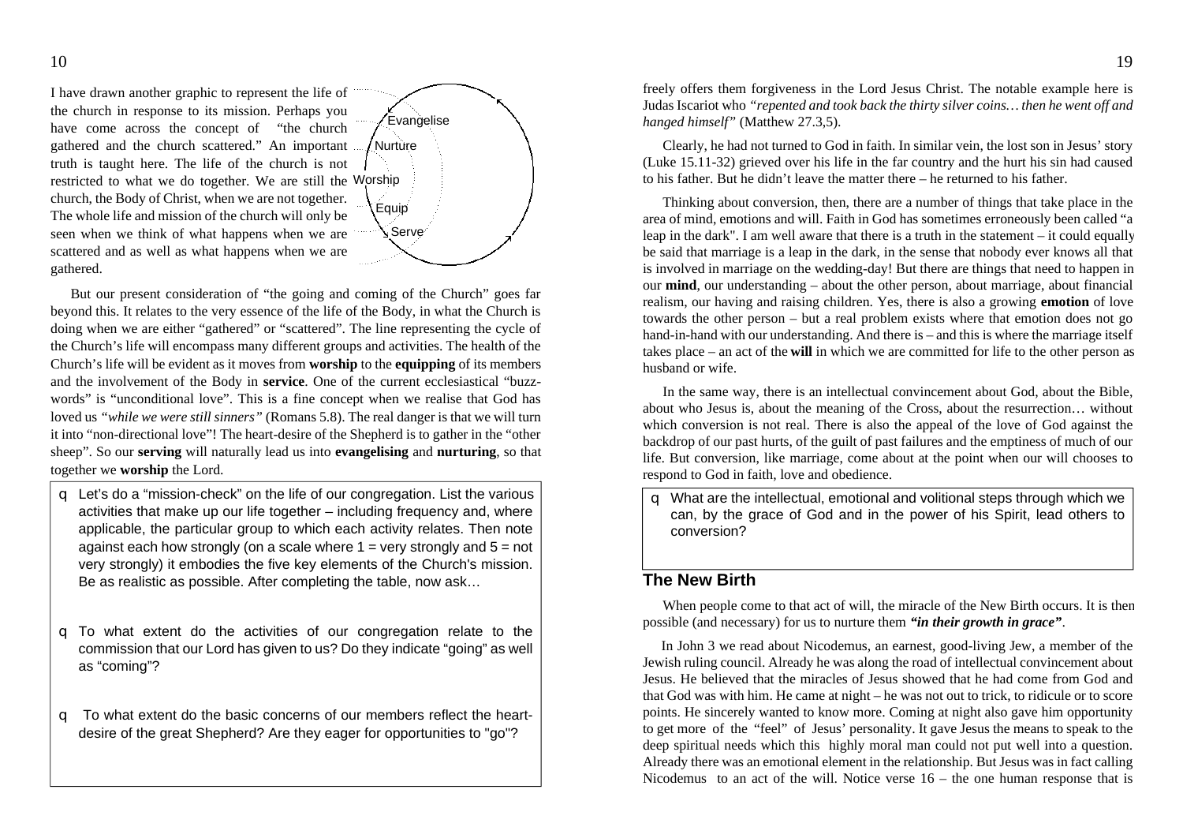I have drawn another graphic to represent the life of the church in response to its mission. Perhaps you have come across the concept of "the church gathered and the church scattered." An important truth is taught here. The life of the church is not restricted to what we do together. We are still the church, the Body of Christ, when we are not together. The whole life and mission of the church will only be seen when we think of what happens when we are scattered and as well as what happens when we are gathered.

Evangelise
Nurture
Worship
Equip
Serve

But our present consideration of "the going and coming of the Church" goes far beyond this. It relates to the very essence of the life of the Body, in what the Church is doing when we are either "gathered" or "scattered". The line representing the cycle of the Church's life will encompass many different groups and activities. The health of the Church's life will be evident as it moves from **worship** to the **equipping** of its members and the involvement of the Body in **service**. One of the current ecclesiastical "buzz-words" is "unconditional love". This is a fine concept when we realise that God has loved us *"while we were still sinners"* (Romans 5.8). The real danger is that we will turn it into "non-directional love"! The heart-desire of the Shepherd is to gather in the "other sheep". So our **serving** will naturally lead us into **evangelising** and **nurturing**, so that together we **worship** the Lord.

- Let's do a "mission-check" on the life of our congregation. List the various activities that make up our life together – including frequency and, where applicable, the particular group to which each activity relates. Then note against each how strongly (on a scale where 1 = very strongly and 5 = not very strongly) it embodies the five key elements of the Church's mission. Be as realistic as possible. After completing the table, now ask…

- To what extent do the activities of our congregation relate to the commission that our Lord has given to us? Do they indicate "going" as well as "coming"?

- To what extent do the basic concerns of our members reflect the heart-desire of the great Shepherd? Are they eager for opportunities to "go"?

freely offers them forgiveness in the Lord Jesus Christ. The notable example here is Judas Iscariot who *"repented and took back the thirty silver coins… then he went off and hanged himself"* (Matthew 27.3,5).

Clearly, he had not turned to God in faith. In similar vein, the lost son in Jesus' story (Luke 15.11-32) grieved over his life in the far country and the hurt his sin had caused to his father. But he didn't leave the matter there – he returned to his father.

Thinking about conversion, then, there are a number of things that take place in the area of mind, emotions and will. Faith in God has sometimes erroneously been called "a leap in the dark". I am well aware that there is a truth in the statement – it could equally be said that marriage is a leap in the dark, in the sense that nobody ever knows all that is involved in marriage on the wedding-day! But there are things that need to happen in our **mind**, our understanding – about the other person, about marriage, about financial realism, our having and raising children. Yes, there is also a growing **emotion** of love towards the other person – but a real problem exists where that emotion does not go hand-in-hand with our understanding. And there is – and this is where the marriage itself takes place – an act of the **will** in which we are committed for life to the other person as husband or wife.

In the same way, there is an intellectual convincement about God, about the Bible, about who Jesus is, about the meaning of the Cross, about the resurrection… without which conversion is not real. There is also the appeal of the love of God against the backdrop of our past hurts, of the guilt of past failures and the emptiness of much of our life. But conversion, like marriage, come about at the point when our will chooses to respond to God in faith, love and obedience.

- What are the intellectual, emotional and volitional steps through which we can, by the grace of God and in the power of his Spirit, lead others to conversion?

## The New Birth

When people come to that act of will, the miracle of the New Birth occurs. It is then possible (and necessary) for us to nurture them ***"in their growth in grace"***.

In John 3 we read about Nicodemus, an earnest, good-living Jew, a member of the Jewish ruling council. Already he was along the road of intellectual convincement about Jesus. He believed that the miracles of Jesus showed that he had come from God and that God was with him. He came at night – he was not out to trick, to ridicule or to score points. He sincerely wanted to know more. Coming at night also gave him opportunity to get more of the "feel" of Jesus' personality. It gave Jesus the means to speak to the deep spiritual needs which this highly moral man could not put well into a question. Already there was an emotional element in the relationship. But Jesus was in fact calling Nicodemus to an act of the will. Notice verse 16 – the one human response that is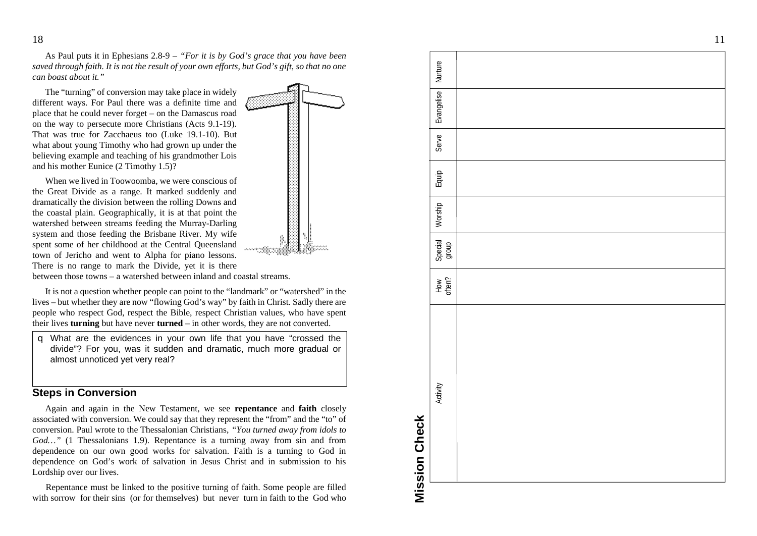As Paul puts it in Ephesians 2.8-9 – *"For it is by God's grace that you have been saved through faith. It is not the result of your own efforts, but God's gift, so that no one can boast about it."*

The "turning" of conversion may take place in widely different ways. For Paul there was a definite time and place that he could never forget – on the Damascus road on the way to persecute more Christians (Acts 9.1-19). That was true for Zacchaeus too (Luke 19.1-10). But what about young Timothy who had grown up under the believing example and teaching of his grandmother Lois and his mother Eunice (2 Timothy 1.5)?

When we lived in Toowoomba, we were conscious of the Great Divide as a range. It marked suddenly and dramatically the division between the rolling Downs and the coastal plain. Geographically, it is at that point the watershed between streams feeding the Murray-Darling system and those feeding the Brisbane River. My wife spent some of her childhood at the Central Queensland town of Jericho and went to Alpha for piano lessons. There is no range to mark the Divide, yet it is there between those towns – a watershed between inland and coastal streams.

It is not a question whether people can point to the "landmark" or "watershed" in the lives – but whether they are now "flowing God's way" by faith in Christ. Sadly there are people who respect God, respect the Bible, respect Christian values, who have spent their lives **turning** but have never **turned** – in other words, they are not converted.

q What are the evidences in your own life that you have "crossed the divide"? For you, was it sudden and dramatic, much more gradual or almost unnoticed yet very real?

## Steps in Conversion

Again and again in the New Testament, we see **repentance** and **faith** closely associated with conversion. We could say that they represent the "from" and the "to" of conversion. Paul wrote to the Thessalonian Christians, *"You turned away from idols to God…"* (1 Thessalonians 1.9). Repentance is a turning away from sin and from dependence on our own good works for salvation. Faith is a turning to God in dependence on God's work of salvation in Jesus Christ and in submission to his Lordship over our lives.

Repentance must be linked to the positive turning of faith. Some people are filled with sorrow for their sins (or for themselves) but never turn in faith to the God who

## Mission Check

| Activity | How often? | Special group | Worship | Equip | Serve | Evangelise | Nurture |
|---|---|---|---|---|---|---|---|
| | | | | | | | |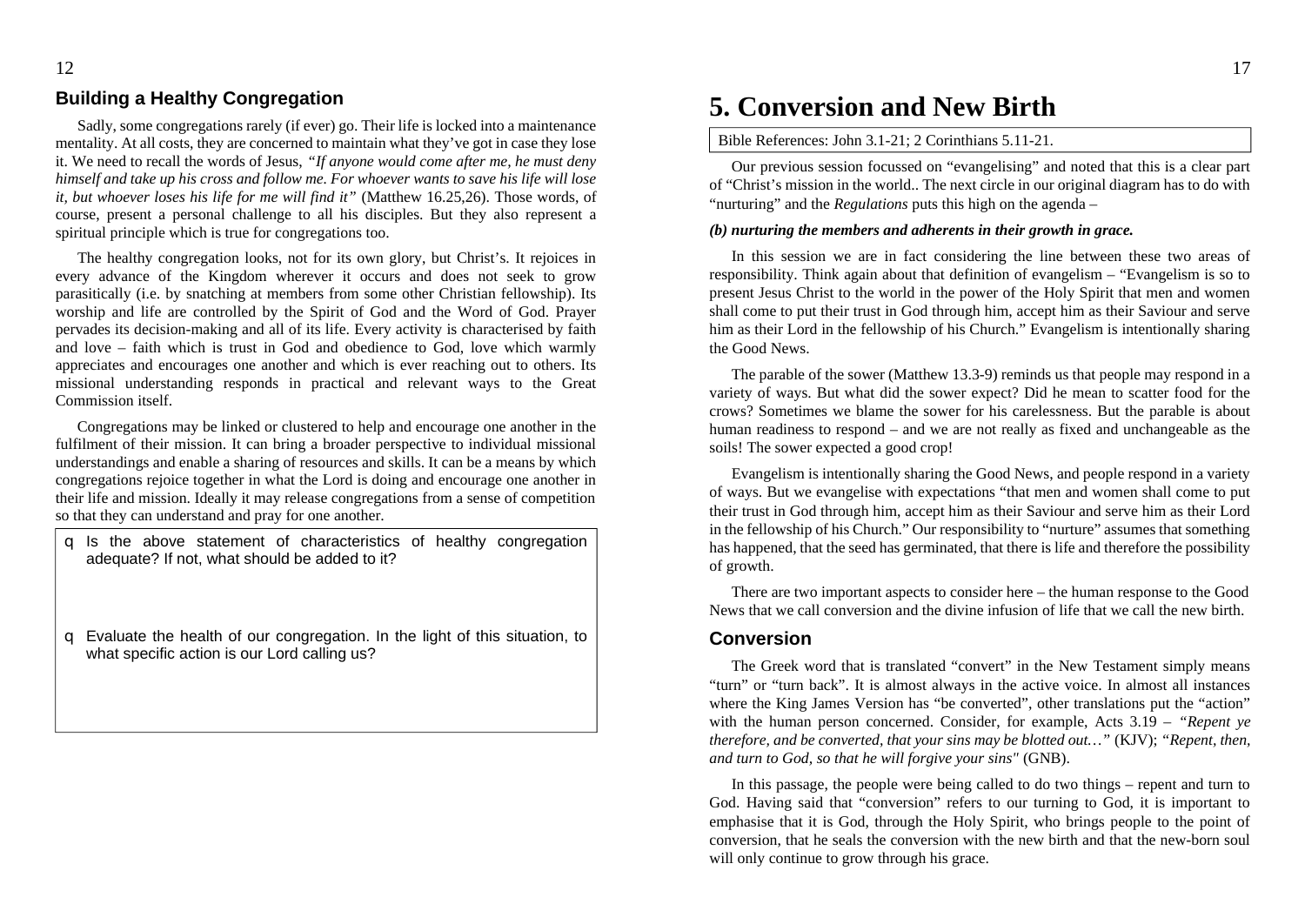## Building a Healthy Congregation

Sadly, some congregations rarely (if ever) go. Their life is locked into a maintenance mentality. At all costs, they are concerned to maintain what they've got in case they lose it. We need to recall the words of Jesus, *"If anyone would come after me, he must deny himself and take up his cross and follow me. For whoever wants to save his life will lose it, but whoever loses his life for me will find it"* (Matthew 16.25,26). Those words, of course, present a personal challenge to all his disciples. But they also represent a spiritual principle which is true for congregations too.

The healthy congregation looks, not for its own glory, but Christ's. It rejoices in every advance of the Kingdom wherever it occurs and does not seek to grow parasitically (i.e. by snatching at members from some other Christian fellowship). Its worship and life are controlled by the Spirit of God and the Word of God. Prayer pervades its decision-making and all of its life. Every activity is characterised by faith and love – faith which is trust in God and obedience to God, love which warmly appreciates and encourages one another and which is ever reaching out to others. Its missional understanding responds in practical and relevant ways to the Great Commission itself.

Congregations may be linked or clustered to help and encourage one another in the fulfilment of their mission. It can bring a broader perspective to individual missional understandings and enable a sharing of resources and skills. It can be a means by which congregations rejoice together in what the Lord is doing and encourage one another in their life and mission. Ideally it may release congregations from a sense of competition so that they can understand and pray for one another.

- Is the above statement of characteristics of healthy congregation adequate? If not, what should be added to it?

- Evaluate the health of our congregation. In the light of this situation, to what specific action is our Lord calling us?

# 5. Conversion and New Birth

Bible References: John 3.1-21; 2 Corinthians 5.11-21.

Our previous session focussed on "evangelising" and noted that this is a clear part of "Christ's mission in the world.. The next circle in our original diagram has to do with "nurturing" and the *Regulations* puts this high on the agenda –

***(b) nurturing the members and adherents in their growth in grace.***

In this session we are in fact considering the line between these two areas of responsibility. Think again about that definition of evangelism – "Evangelism is so to present Jesus Christ to the world in the power of the Holy Spirit that men and women shall come to put their trust in God through him, accept him as their Saviour and serve him as their Lord in the fellowship of his Church." Evangelism is intentionally sharing the Good News.

The parable of the sower (Matthew 13.3-9) reminds us that people may respond in a variety of ways. But what did the sower expect? Did he mean to scatter food for the crows? Sometimes we blame the sower for his carelessness. But the parable is about human readiness to respond – and we are not really as fixed and unchangeable as the soils! The sower expected a good crop!

Evangelism is intentionally sharing the Good News, and people respond in a variety of ways. But we evangelise with expectations "that men and women shall come to put their trust in God through him, accept him as their Saviour and serve him as their Lord in the fellowship of his Church." Our responsibility to "nurture" assumes that something has happened, that the seed has germinated, that there is life and therefore the possibility of growth.

There are two important aspects to consider here – the human response to the Good News that we call conversion and the divine infusion of life that we call the new birth.

## Conversion

The Greek word that is translated "convert" in the New Testament simply means "turn" or "turn back". It is almost always in the active voice. In almost all instances where the King James Version has "be converted", other translations put the "action" with the human person concerned. Consider, for example, Acts 3.19 – *"Repent ye therefore, and be converted, that your sins may be blotted out…"* (KJV); *"Repent, then, and turn to God, so that he will forgive your sins"* (GNB).

In this passage, the people were being called to do two things – repent and turn to God. Having said that "conversion" refers to our turning to God, it is important to emphasise that it is God, through the Holy Spirit, who brings people to the point of conversion, that he seals the conversion with the new birth and that the new-born soul will only continue to grow through his grace.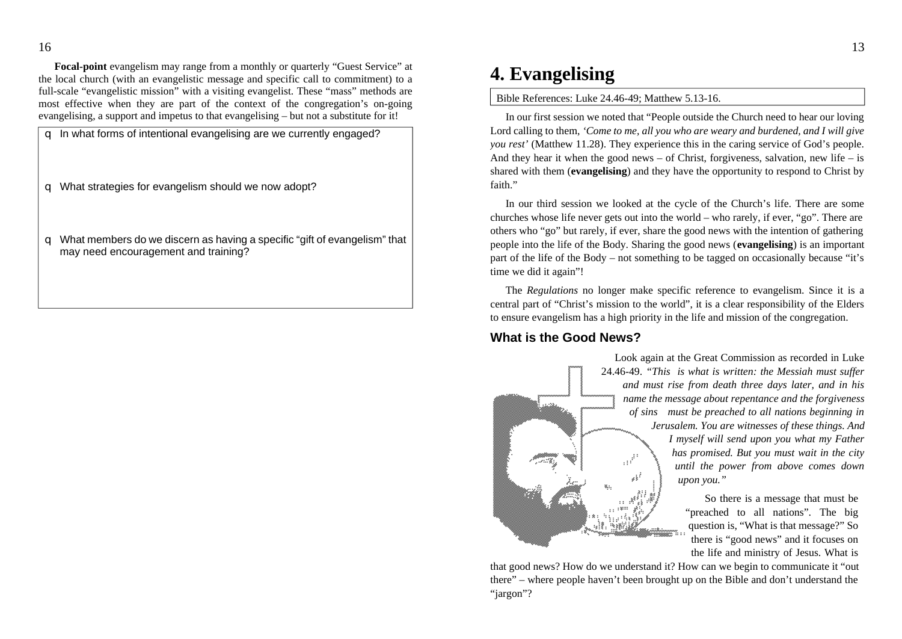**Focal-point** evangelism may range from a monthly or quarterly "Guest Service" at the local church (with an evangelistic message and specific call to commitment) to a full-scale "evangelistic mission" with a visiting evangelist. These "mass" methods are most effective when they are part of the context of the congregation's on-going evangelising, a support and impetus to that evangelising – but not a substitute for it!

- In what forms of intentional evangelising are we currently engaged?

- What strategies for evangelism should we now adopt?

- What members do we discern as having a specific "gift of evangelism" that may need encouragement and training?

# 4. Evangelising

Bible References: Luke 24.46-49; Matthew 5.13-16.

In our first session we noted that "People outside the Church need to hear our loving Lord calling to them, *'Come to me, all you who are weary and burdened, and I will give you rest'* (Matthew 11.28). They experience this in the caring service of God's people. And they hear it when the good news – of Christ, forgiveness, salvation, new life – is shared with them (**evangelising**) and they have the opportunity to respond to Christ by faith."

In our third session we looked at the cycle of the Church's life. There are some churches whose life never gets out into the world – who rarely, if ever, "go". There are others who "go" but rarely, if ever, share the good news with the intention of gathering people into the life of the Body. Sharing the good news (**evangelising**) is an important part of the life of the Body – not something to be tagged on occasionally because "it's time we did it again"!

The *Regulations* no longer make specific reference to evangelism. Since it is a central part of "Christ's mission to the world", it is a clear responsibility of the Elders to ensure evangelism has a high priority in the life and mission of the congregation.

## What is the Good News?

Look again at the Great Commission as recorded in Luke 24.46-49. *"This is what is written: the Messiah must suffer and must rise from death three days later, and in his name the message about repentance and the forgiveness of sins must be preached to all nations beginning in Jerusalem. You are witnesses of these things. And I myself will send upon you what my Father has promised. But you must wait in the city until the power from above comes down upon you."*

So there is a message that must be "preached to all nations". The big question is, "What is that message?" So there is "good news" and it focuses on the life and ministry of Jesus. What is that good news? How do we understand it? How can we begin to communicate it "out there" – where people haven't been brought up on the Bible and don't understand the "jargon"?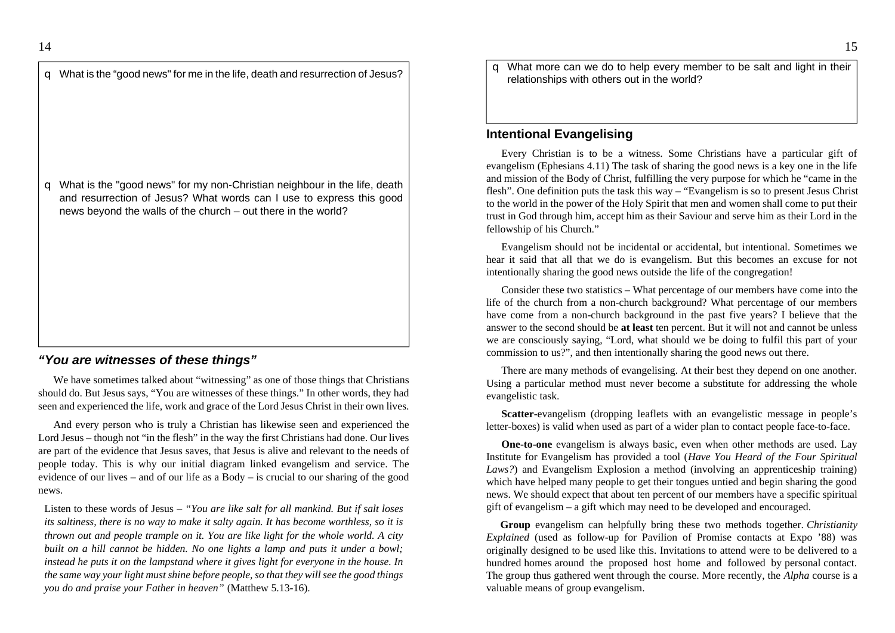q What is the "good news" for me in the life, death and resurrection of Jesus?

q What is the "good news" for my non-Christian neighbour in the life, death and resurrection of Jesus? What words can I use to express this good news beyond the walls of the church – out there in the world?

## *"You are witnesses of these things"*

We have sometimes talked about "witnessing" as one of those things that Christians should do. But Jesus says, "You are witnesses of these things." In other words, they had seen and experienced the life, work and grace of the Lord Jesus Christ in their own lives.

And every person who is truly a Christian has likewise seen and experienced the Lord Jesus – though not "in the flesh" in the way the first Christians had done. Our lives are part of the evidence that Jesus saves, that Jesus is alive and relevant to the needs of people today. This is why our initial diagram linked evangelism and service. The evidence of our lives – and of our life as a Body – is crucial to our sharing of the good news.

Listen to these words of Jesus – *"You are like salt for all mankind. But if salt loses its saltiness, there is no way to make it salty again. It has become worthless, so it is thrown out and people trample on it. You are like light for the whole world. A city built on a hill cannot be hidden. No one lights a lamp and puts it under a bowl; instead he puts it on the lampstand where it gives light for everyone in the house. In the same way your light must shine before people, so that they will see the good things you do and praise your Father in heaven"* (Matthew 5.13-16).

q What more can we do to help every member to be salt and light in their relationships with others out in the world?

## Intentional Evangelising

Every Christian is to be a witness. Some Christians have a particular gift of evangelism (Ephesians 4.11) The task of sharing the good news is a key one in the life and mission of the Body of Christ, fulfilling the very purpose for which he "came in the flesh". One definition puts the task this way – "Evangelism is so to present Jesus Christ to the world in the power of the Holy Spirit that men and women shall come to put their trust in God through him, accept him as their Saviour and serve him as their Lord in the fellowship of his Church."

Evangelism should not be incidental or accidental, but intentional. Sometimes we hear it said that all that we do is evangelism. But this becomes an excuse for not intentionally sharing the good news outside the life of the congregation!

Consider these two statistics – What percentage of our members have come into the life of the church from a non-church background? What percentage of our members have come from a non-church background in the past five years? I believe that the answer to the second should be **at least** ten percent. But it will not and cannot be unless we are consciously saying, "Lord, what should we be doing to fulfil this part of your commission to us?", and then intentionally sharing the good news out there.

There are many methods of evangelising. At their best they depend on one another. Using a particular method must never become a substitute for addressing the whole evangelistic task.

**Scatter**-evangelism (dropping leaflets with an evangelistic message in people's letter-boxes) is valid when used as part of a wider plan to contact people face-to-face.

**One-to-one** evangelism is always basic, even when other methods are used. Lay Institute for Evangelism has provided a tool (*Have You Heard of the Four Spiritual Laws?*) and Evangelism Explosion a method (involving an apprenticeship training) which have helped many people to get their tongues untied and begin sharing the good news. We should expect that about ten percent of our members have a specific spiritual gift of evangelism – a gift which may need to be developed and encouraged.

**Group** evangelism can helpfully bring these two methods together. *Christianity Explained* (used as follow-up for Pavilion of Promise contacts at Expo '88) was originally designed to be used like this. Invitations to attend were to be delivered to a hundred homes around the proposed host home and followed by personal contact. The group thus gathered went through the course. More recently, the *Alpha* course is a valuable means of group evangelism.